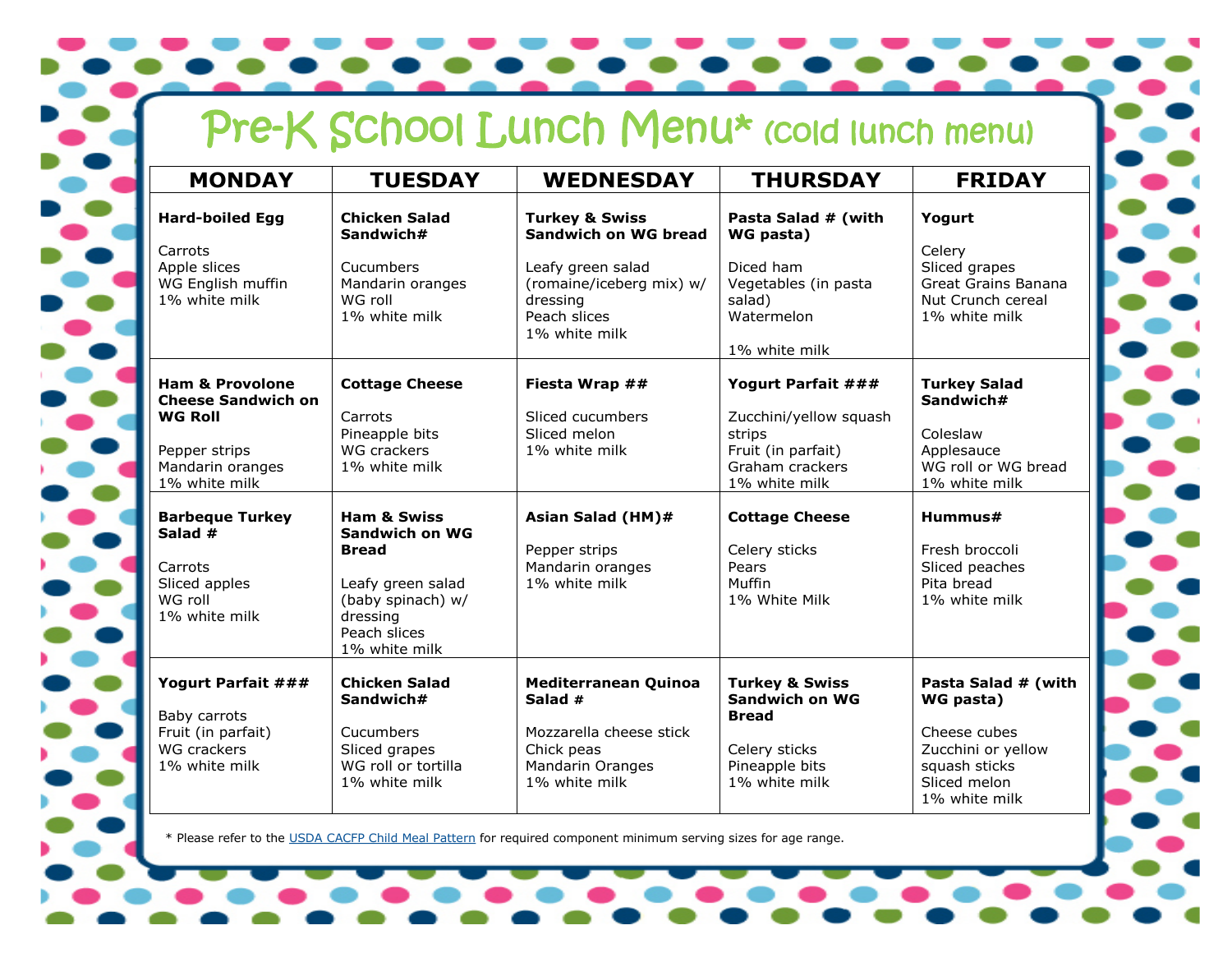# Pre-K School Lunch Menu* (cold lunch menu)

| MONDAY | TUESDAY | WEDNESDAY | THURSDAY | FRIDAY |
|---|---|---|---|---|
| **Hard-boiled Egg**<br><br>Carrots<br>Apple slices<br>WG English muffin<br>1% white milk | **Chicken Salad Sandwich#**<br><br>Cucumbers<br>Mandarin oranges<br>WG roll<br>1% white milk | **Turkey & Swiss Sandwich on WG bread**<br><br>Leafy green salad (romaine/iceberg mix) w/ dressing<br>Peach slices<br>1% white milk | **Pasta Salad # (with WG pasta)**<br><br>Diced ham<br>Vegetables (in pasta salad)<br>Watermelon<br><br>1% white milk | **Yogurt**<br><br>Celery<br>Sliced grapes<br>Great Grains Banana Nut Crunch cereal<br>1% white milk |
| **Ham & Provolone Cheese Sandwich on WG Roll**<br><br>Pepper strips<br>Mandarin oranges<br>1% white milk | **Cottage Cheese**<br><br>Carrots<br>Pineapple bits<br>WG crackers<br>1% white milk | **Fiesta Wrap ##**<br><br>Sliced cucumbers<br>Sliced melon<br>1% white milk | **Yogurt Parfait ###**<br><br>Zucchini/yellow squash strips<br>Fruit (in parfait)<br>Graham crackers<br>1% white milk | **Turkey Salad Sandwich#**<br><br>Coleslaw<br>Applesauce<br>WG roll or WG bread<br>1% white milk |
| **Barbeque Turkey Salad #**<br><br>Carrots<br>Sliced apples<br>WG roll<br>1% white milk | **Ham & Swiss Sandwich on WG Bread**<br><br>Leafy green salad (baby spinach) w/ dressing<br>Peach slices<br>1% white milk | **Asian Salad (HM)#**<br><br>Pepper strips<br>Mandarin oranges<br>1% white milk | **Cottage Cheese**<br><br>Celery sticks<br>Pears<br>Muffin<br>1% White Milk | **Hummus#**<br><br>Fresh broccoli<br>Sliced peaches<br>Pita bread<br>1% white milk |
| **Yogurt Parfait ###**<br><br>Baby carrots<br>Fruit (in parfait)<br>WG crackers<br>1% white milk | **Chicken Salad Sandwich#**<br><br>Cucumbers<br>Sliced grapes<br>WG roll or tortilla<br>1% white milk | **Mediterranean Quinoa Salad #**<br><br>Mozzarella cheese stick<br>Chick peas<br>Mandarin Oranges<br>1% white milk | **Turkey & Swiss Sandwich on WG Bread**<br><br>Celery sticks<br>Pineapple bits<br>1% white milk | **Pasta Salad # (with WG pasta)**<br><br>Cheese cubes<br>Zucchini or yellow squash sticks<br>Sliced melon<br>1% white milk |

* Please refer to the USDA CACFP Child Meal Pattern for required component minimum serving sizes for age range.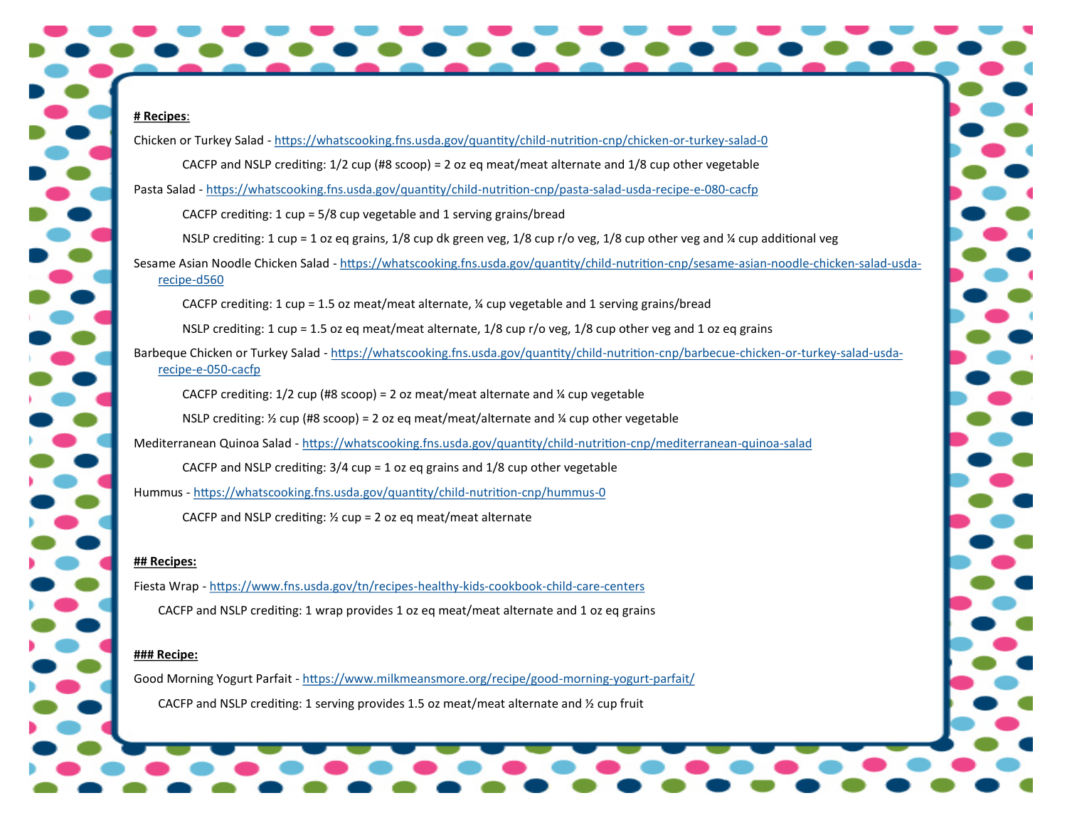**# Recipes:**

Chicken or Turkey Salad - https://whatscooking.fns.usda.gov/quantity/child-nutrition-cnp/chicken-or-turkey-salad-0

CACFP and NSLP crediting: 1/2 cup (#8 scoop) = 2 oz eq meat/meat alternate and 1/8 cup other vegetable

Pasta Salad - https://whatscooking.fns.usda.gov/quantity/child-nutrition-cnp/pasta-salad-usda-recipe-e-080-cacfp

CACFP crediting: 1 cup = 5/8 cup vegetable and 1 serving grains/bread

NSLP crediting: 1 cup = 1 oz eq grains, 1/8 cup dk green veg, 1/8 cup r/o veg, 1/8 cup other veg and ¼ cup additional veg

Sesame Asian Noodle Chicken Salad - https://whatscooking.fns.usda.gov/quantity/child-nutrition-cnp/sesame-asian-noodle-chicken-salad-usda-recipe-d560

CACFP crediting: 1 cup = 1.5 oz meat/meat alternate, ¼ cup vegetable and 1 serving grains/bread

NSLP crediting: 1 cup = 1.5 oz eq meat/meat alternate, 1/8 cup r/o veg, 1/8 cup other veg and 1 oz eq grains

Barbeque Chicken or Turkey Salad - https://whatscooking.fns.usda.gov/quantity/child-nutrition-cnp/barbecue-chicken-or-turkey-salad-usda-recipe-e-050-cacfp

CACFP crediting: 1/2 cup (#8 scoop) = 2 oz meat/meat alternate and ¼ cup vegetable

NSLP crediting: ½ cup (#8 scoop) = 2 oz eq meat/meat/alternate and ¼ cup other vegetable

Mediterranean Quinoa Salad - https://whatscooking.fns.usda.gov/quantity/child-nutrition-cnp/mediterranean-quinoa-salad

CACFP and NSLP crediting: 3/4 cup = 1 oz eq grains and 1/8 cup other vegetable

Hummus - https://whatscooking.fns.usda.gov/quantity/child-nutrition-cnp/hummus-0

CACFP and NSLP crediting: ½ cup = 2 oz eq meat/meat alternate

**## Recipes:**

Fiesta Wrap - https://www.fns.usda.gov/tn/recipes-healthy-kids-cookbook-child-care-centers

CACFP and NSLP crediting: 1 wrap provides 1 oz eq meat/meat alternate and 1 oz eq grains

**### Recipe:**

Good Morning Yogurt Parfait - https://www.milkmeansmore.org/recipe/good-morning-yogurt-parfait/

CACFP and NSLP crediting: 1 serving provides 1.5 oz meat/meat alternate and ½ cup fruit